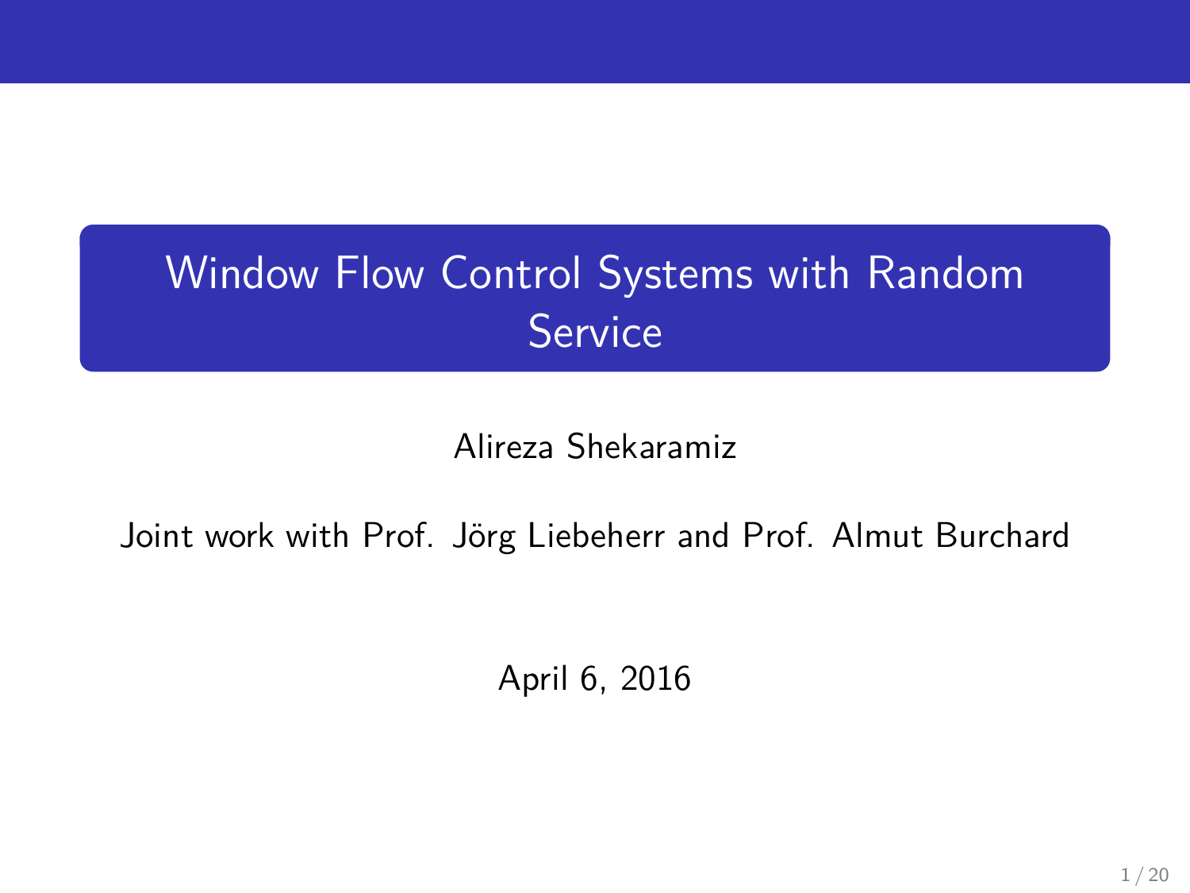# Window Flow Control Systems with Random Service

Alireza Shekaramiz

Joint work with Prof. Jörg Liebeherr and Prof. Almut Burchard

April 6, 2016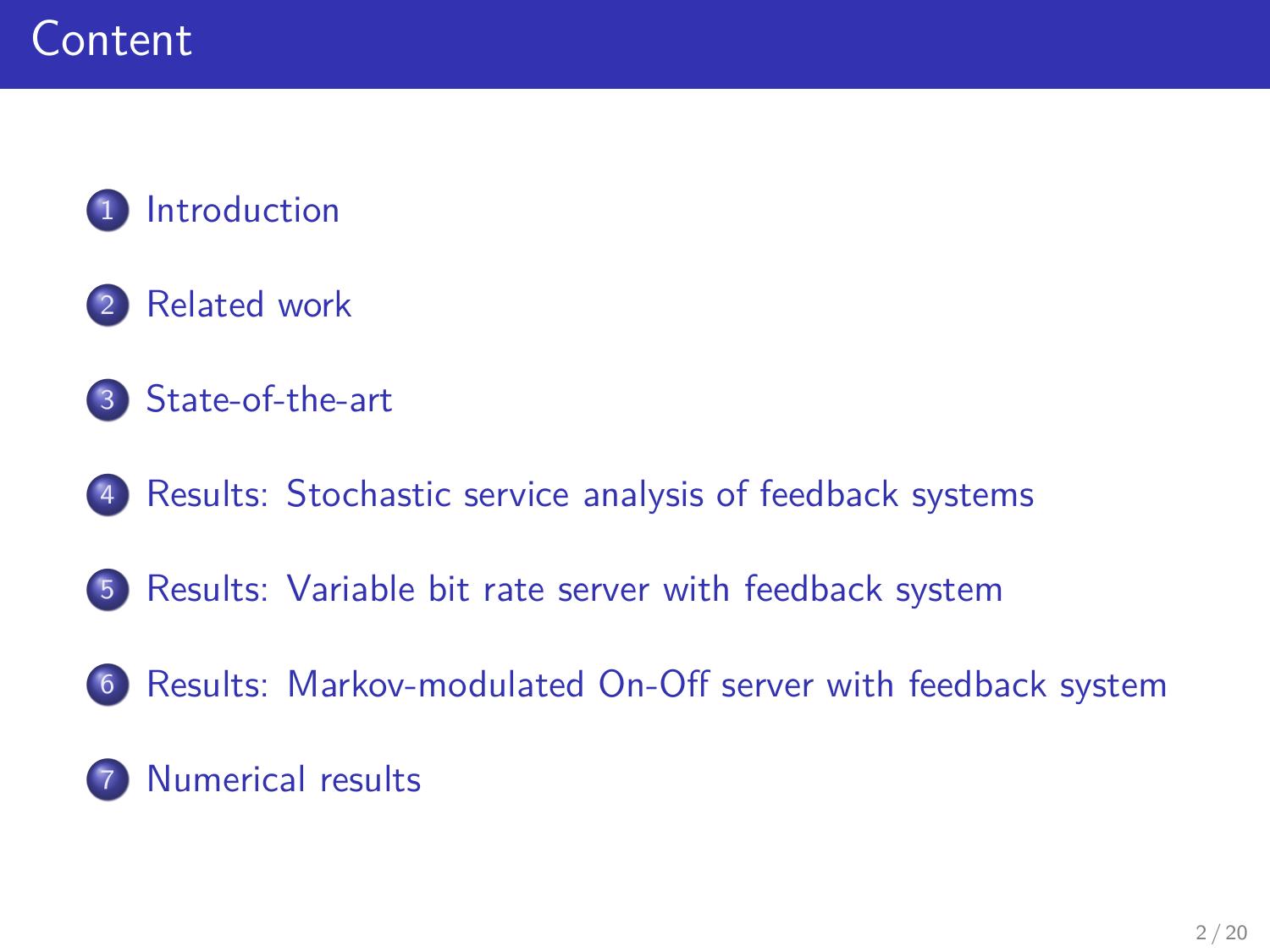# Content

1. Introduction
2. Related work
3. State-of-the-art
4. Results: Stochastic service analysis of feedback systems
5. Results: Variable bit rate server with feedback system
6. Results: Markov-modulated On-Off server with feedback system
7. Numerical results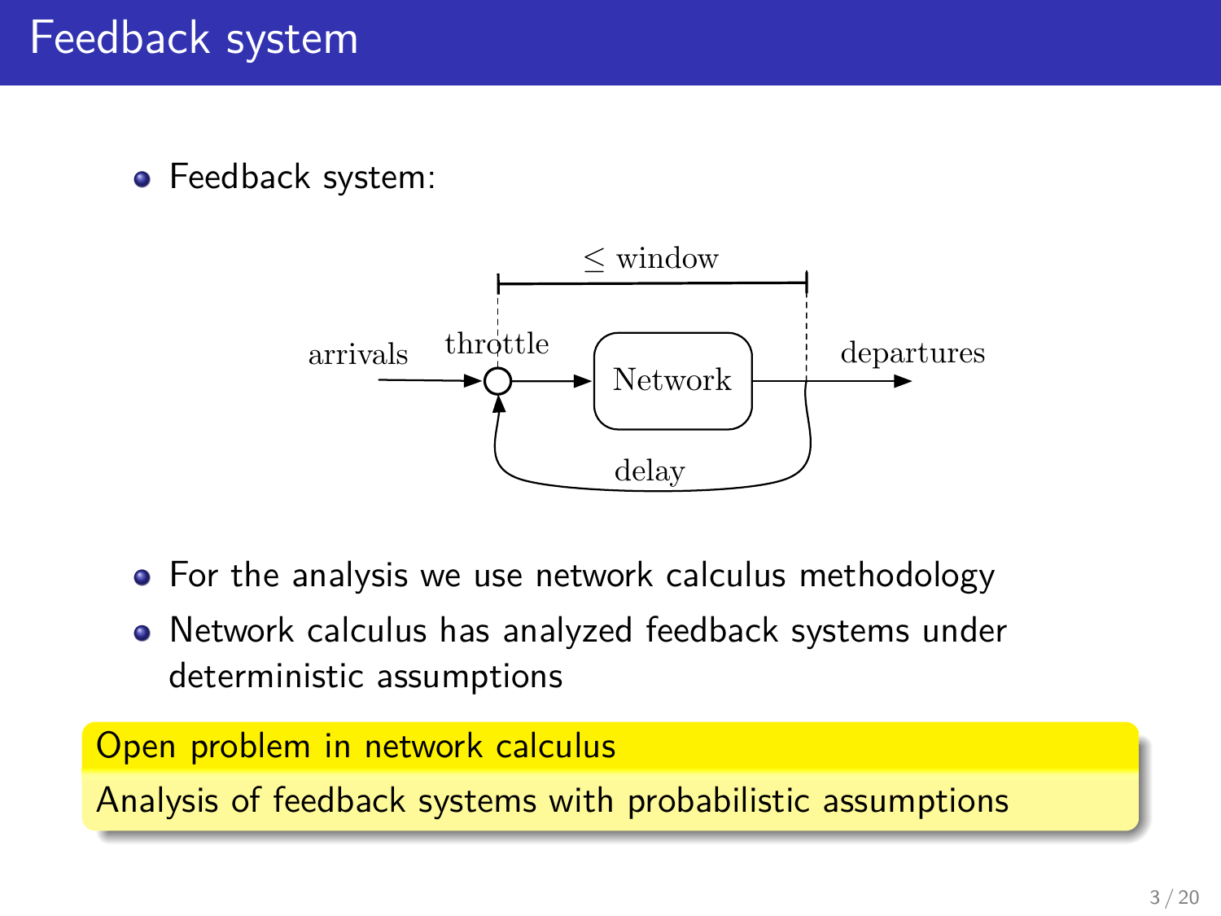# Feedback system

- Feedback system:

arrivals → throttle → Network → departures

$\leq$ window

delay

- For the analysis we use network calculus methodology
- Network calculus has analyzed feedback systems under deterministic assumptions

**Open problem in network calculus**

Analysis of feedback systems with probabilistic assumptions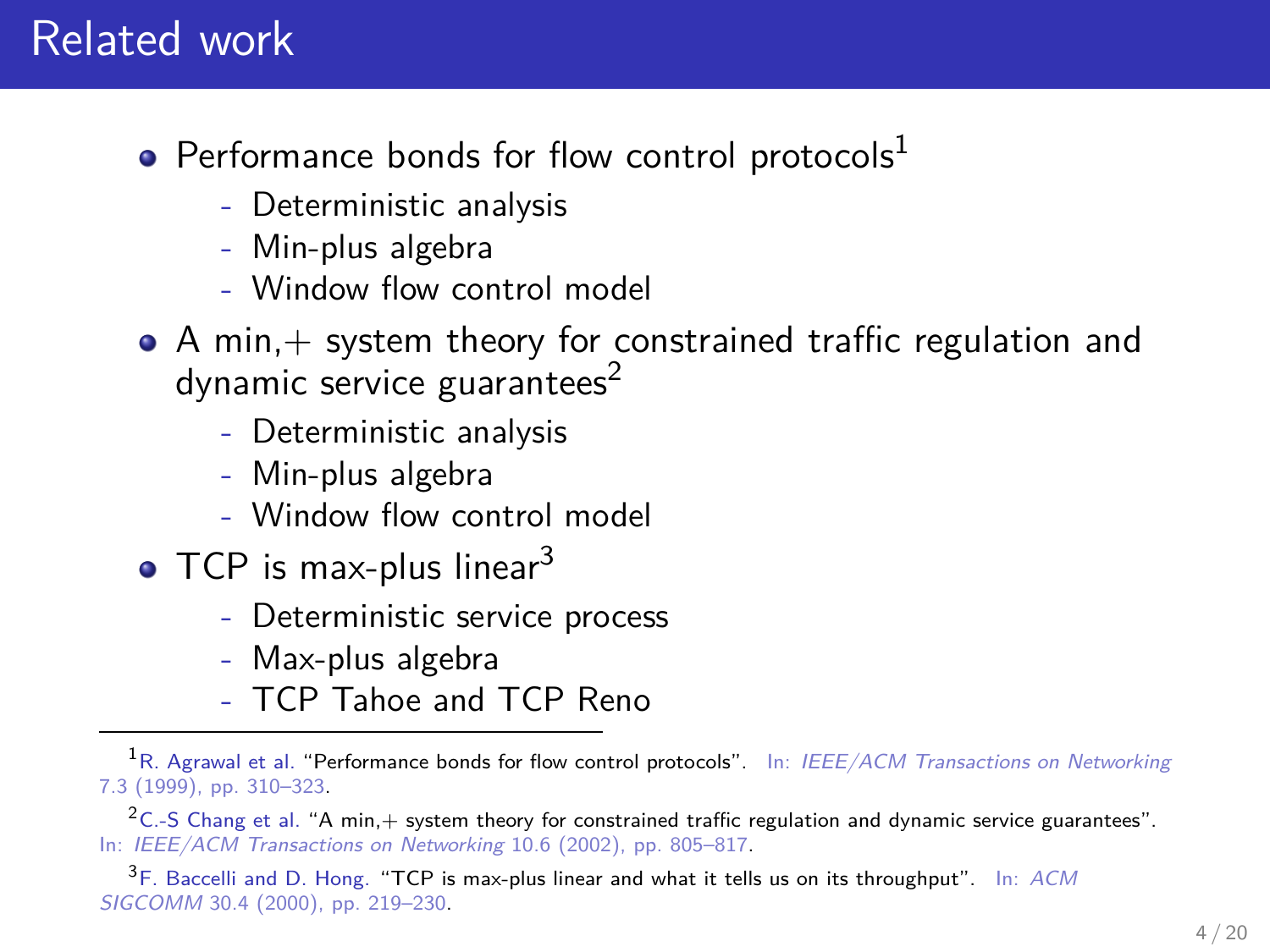# Related work

- Performance bonds for flow control protocols[1]
  - Deterministic analysis
  - Min-plus algebra
  - Window flow control model
- A min,+ system theory for constrained traffic regulation and dynamic service guarantees[2]
  - Deterministic analysis
  - Min-plus algebra
  - Window flow control model
- TCP is max-plus linear[3]
  - Deterministic service process
  - Max-plus algebra
  - TCP Tahoe and TCP Reno

---

[1] R. Agrawal et al. "Performance bonds for flow control protocols". In: *IEEE/ACM Transactions on Networking* 7.3 (1999), pp. 310–323.

[2] C.-S Chang et al. "A min,+ system theory for constrained traffic regulation and dynamic service guarantees". In: *IEEE/ACM Transactions on Networking* 10.6 (2002), pp. 805–817.

[3] F. Baccelli and D. Hong. "TCP is max-plus linear and what it tells us on its throughput". In: *ACM SIGCOMM* 30.4 (2000), pp. 219–230.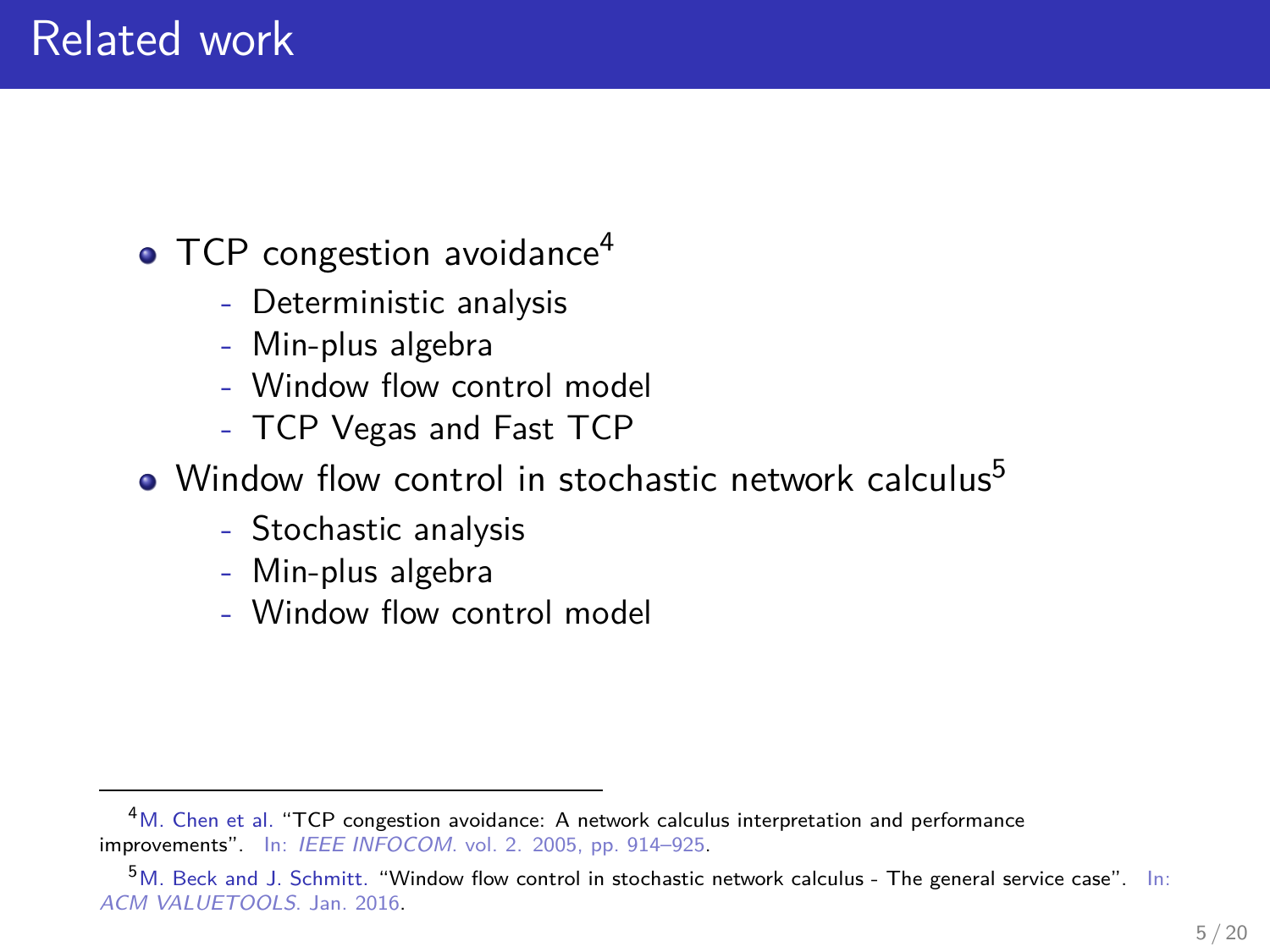# Related work

- TCP congestion avoidance[4]
  - Deterministic analysis
  - Min-plus algebra
  - Window flow control model
  - TCP Vegas and Fast TCP
- Window flow control in stochastic network calculus[5]
  - Stochastic analysis
  - Min-plus algebra
  - Window flow control model

---

[4] M. Chen et al. "TCP congestion avoidance: A network calculus interpretation and performance improvements". In: *IEEE INFOCOM*. vol. 2. 2005, pp. 914–925.

[5] M. Beck and J. Schmitt. "Window flow control in stochastic network calculus - The general service case". In: *ACM VALUETOOLS*. Jan. 2016.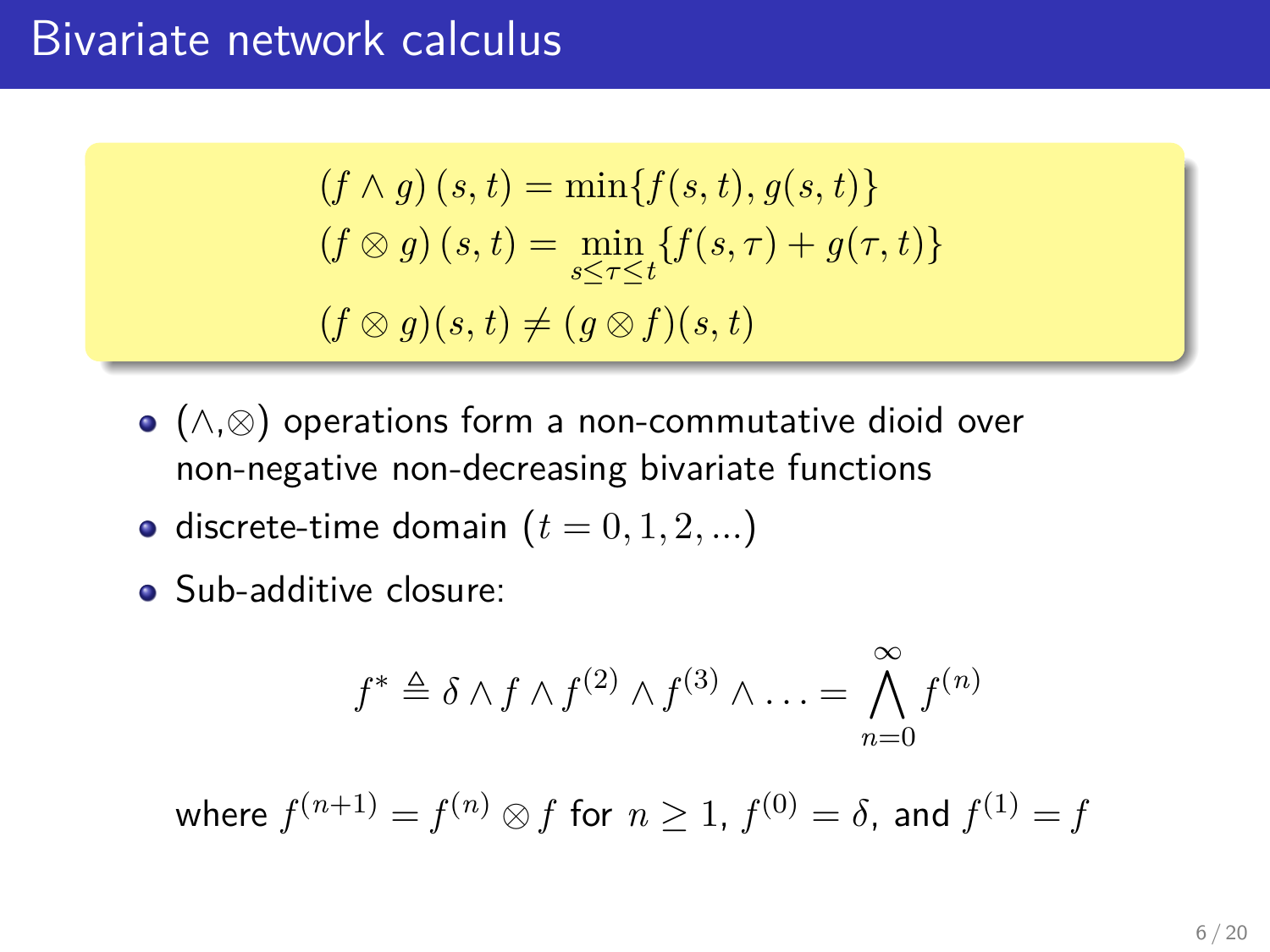# Bivariate network calculus

$$
\begin{aligned}
(f \wedge g)(s,t) &= \min\{f(s,t), g(s,t)\} \\
(f \otimes g)(s,t) &= \min_{s \le \tau \le t}\{f(s,\tau) + g(\tau,t)\} \\
(f \otimes g)(s,t) &\neq (g \otimes f)(s,t)
\end{aligned}
$$

- ($\wedge$,$\otimes$) operations form a non-commutative dioid over non-negative non-decreasing bivariate functions
- discrete-time domain ($t = 0, 1, 2, ...$)
- Sub-additive closure:

$$
f^* \triangleq \delta \wedge f \wedge f^{(2)} \wedge f^{(3)} \wedge \ldots = \bigwedge_{n=0}^{\infty} f^{(n)}
$$

where $f^{(n+1)} = f^{(n)} \otimes f$ for $n \geq 1$, $f^{(0)} = \delta$, and $f^{(1)} = f$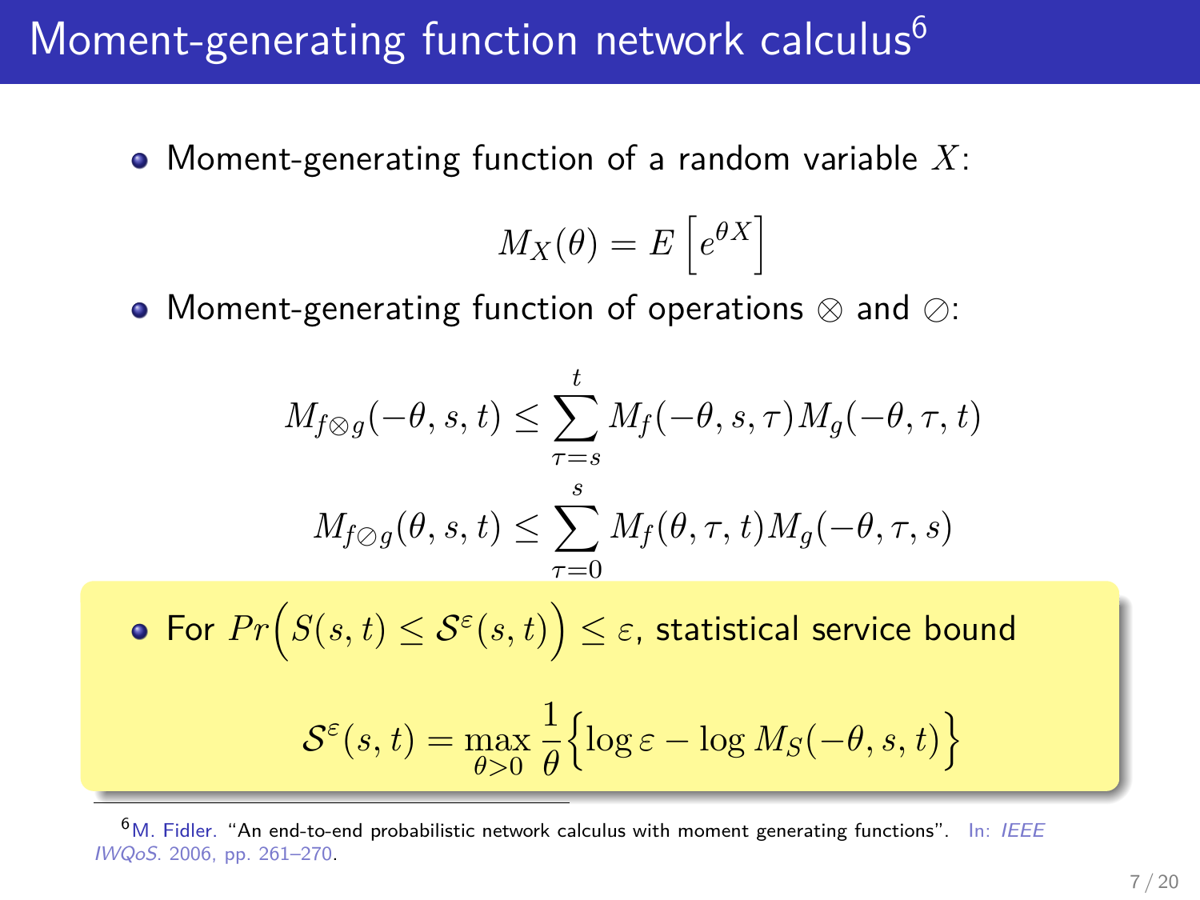# Moment-generating function network calculus[6]

- Moment-generating function of a random variable $X$:

$$M_X(\theta) = E\left[e^{\theta X}\right]$$

- Moment-generating function of operations $\otimes$ and $\oslash$:

$$M_{f \otimes g}(-\theta, s, t) \leq \sum_{\tau = s}^{t} M_f(-\theta, s, \tau) M_g(-\theta, \tau, t)$$

$$M_{f \oslash g}(\theta, s, t) \leq \sum_{\tau = 0}^{s} M_f(\theta, \tau, t) M_g(-\theta, \tau, s)$$

- For $Pr\Big(S(s,t) \leq \mathcal{S}^{\varepsilon}(s,t)\Big) \leq \varepsilon$, statistical service bound

$$\mathcal{S}^{\varepsilon}(s,t) = \max_{\theta > 0} \frac{1}{\theta}\Big\{\log \varepsilon - \log M_S(-\theta, s, t)\Big\}$$

[6] M. Fidler. "An end-to-end probabilistic network calculus with moment generating functions". In: *IEEE IWQoS*. 2006, pp. 261–270.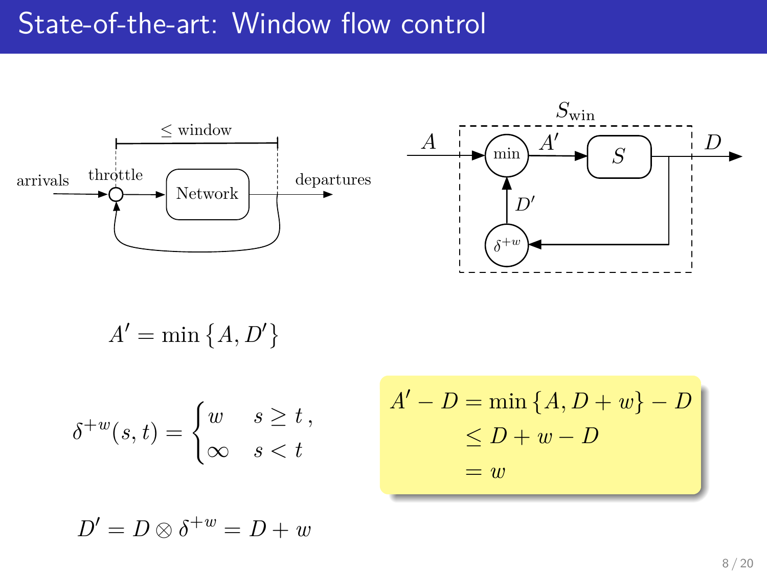# State-of-the-art: Window flow control

≤ window

arrivals — throttle — Network — departures

$S_{\text{win}}$: $A$ → min → $A'$ → $S$ → $D$, with feedback $D$ → $\delta^{+w}$ → $D'$ → min

$$A' = \min\{A, D'\}$$

$$\delta^{+w}(s,t) = \begin{cases} w & s \geq t\,, \\ \infty & s < t \end{cases}$$

$$D' = D \otimes \delta^{+w} = D + w$$

$$\begin{aligned} A' - D &= \min\{A, D + w\} - D \\ &\leq D + w - D \\ &= w \end{aligned}$$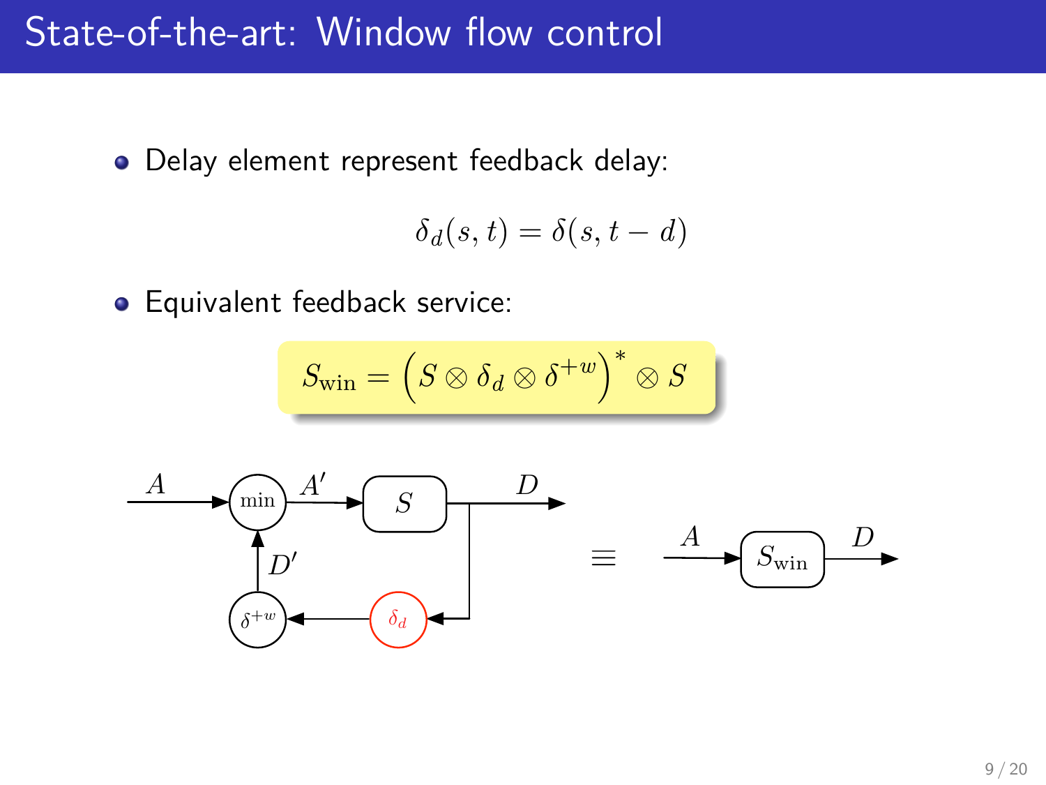# State-of-the-art: Window flow control

- Delay element represent feedback delay:

$$\delta_d(s,t) = \delta(s, t-d)$$

- Equivalent feedback service:

$$S_{\text{win}} = \left(S \otimes \delta_d \otimes \delta^{+w}\right)^* \otimes S$$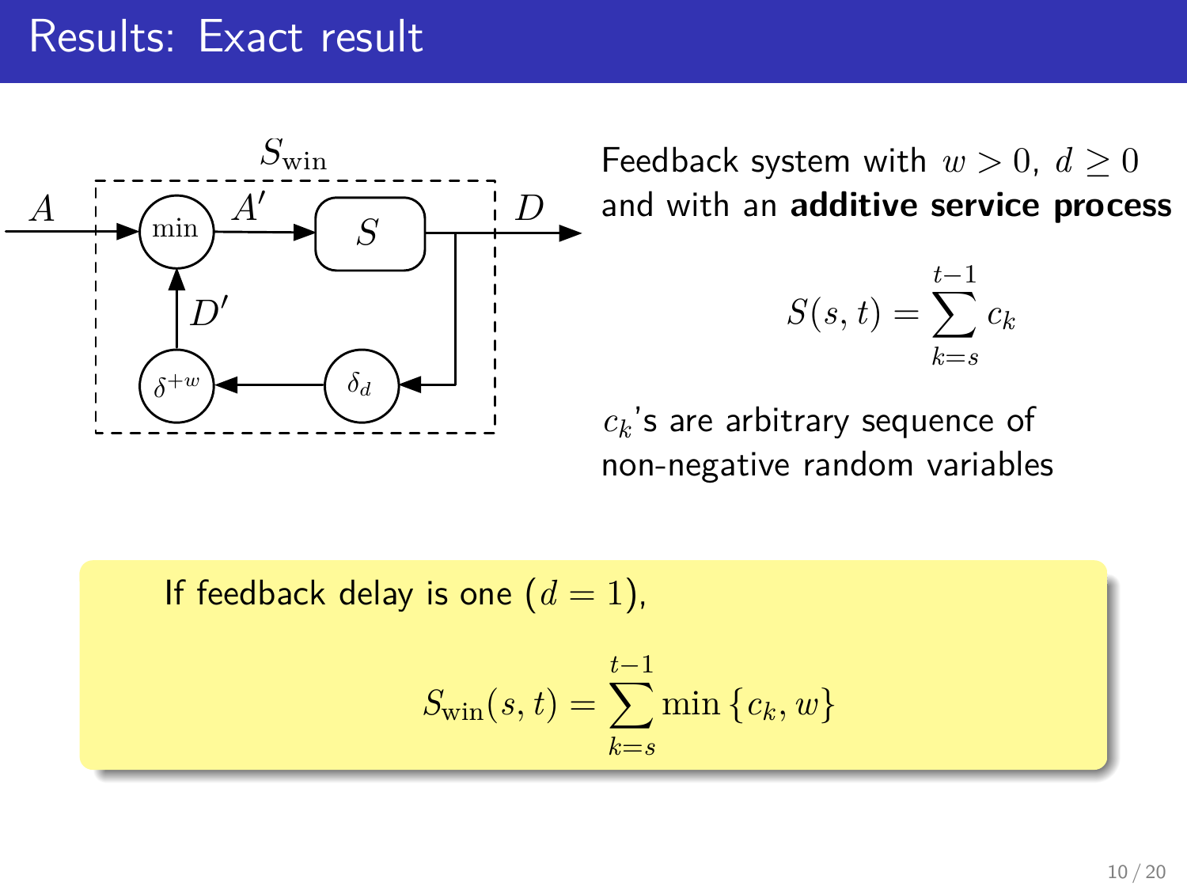# Results: Exact result

Feedback system with $w > 0$, $d \geq 0$ and with an **additive service process**

$$S(s, t) = \sum_{k=s}^{t-1} c_k$$

$c_k$'s are arbitrary sequence of non-negative random variables

If feedback delay is one ($d = 1$),

$$S_{\text{win}}(s, t) = \sum_{k=s}^{t-1} \min \{c_k, w\}$$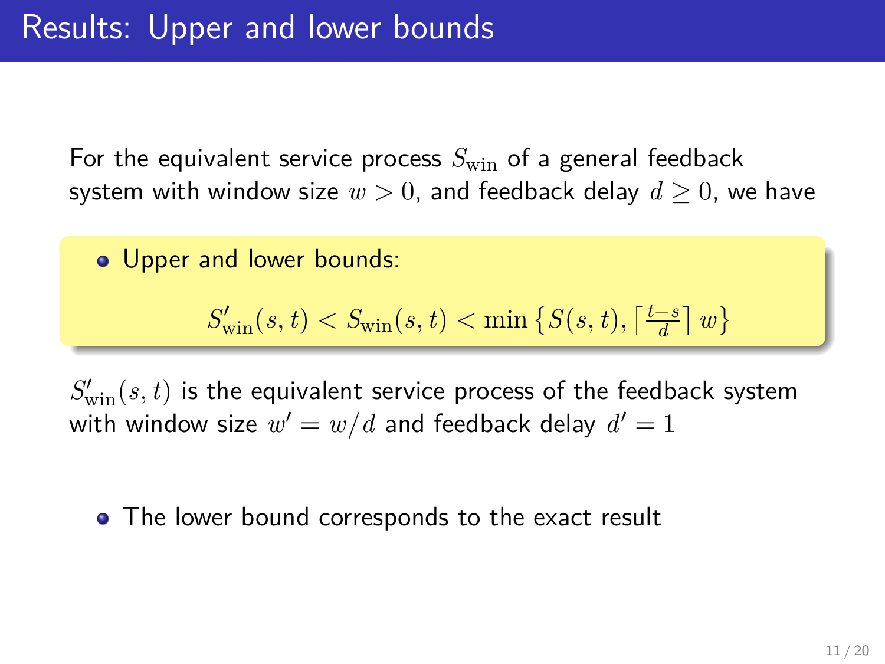# Results: Upper and lower bounds

For the equivalent service process $S_{\text{win}}$ of a general feedback system with window size $w > 0$, and feedback delay $d \geq 0$, we have

- Upper and lower bounds:

$$S'_{\text{win}}(s,t) < S_{\text{win}}(s,t) < \min\left\{S(s,t), \left\lceil \tfrac{t-s}{d} \right\rceil w\right\}$$

$S'_{\text{win}}(s,t)$ is the equivalent service process of the feedback system with window size $w' = w/d$ and feedback delay $d' = 1$

- The lower bound corresponds to the exact result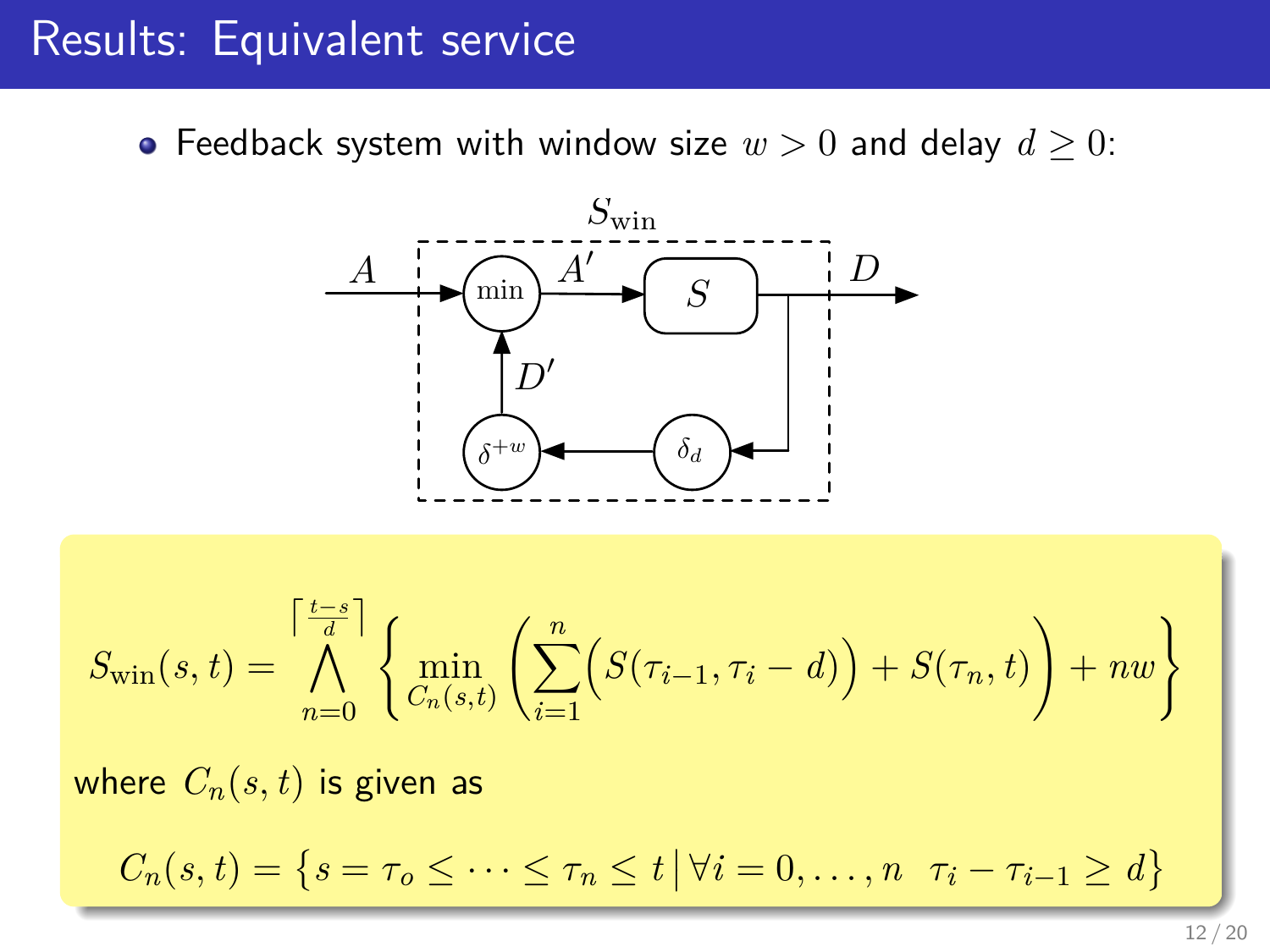# Results: Equivalent service

- Feedback system with window size $w > 0$ and delay $d \geq 0$:

$$S_{\text{win}}(s,t) = \bigwedge_{n=0}^{\left\lceil \frac{t-s}{d} \right\rceil} \left\{ \min_{C_n(s,t)} \left( \sum_{i=1}^{n} \Big( S(\tau_{i-1}, \tau_i - d) \Big) + S(\tau_n, t) \right) + nw \right\}$$

where $C_n(s,t)$ is given as

$$C_n(s,t) = \left\{ s = \tau_o \leq \cdots \leq \tau_n \leq t \,\middle|\, \forall i = 0, \ldots, n \quad \tau_i - \tau_{i-1} \geq d \right\}$$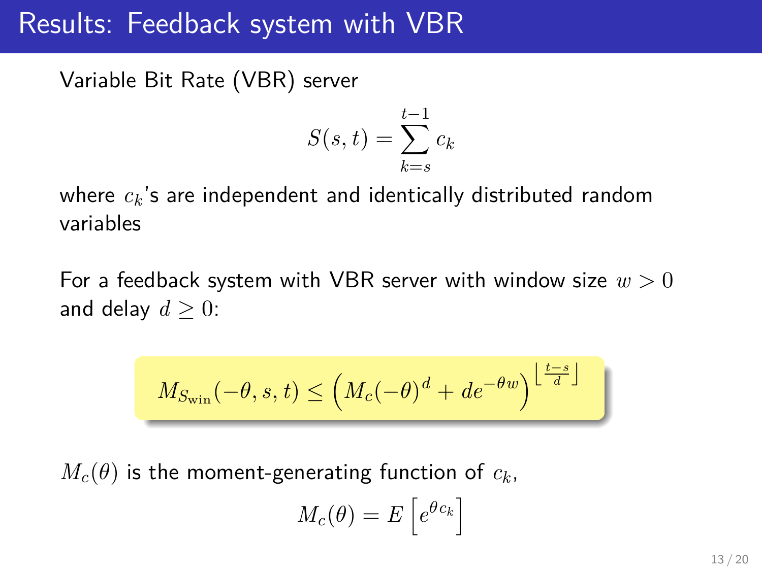# Results: Feedback system with VBR

Variable Bit Rate (VBR) server

$$S(s,t) = \sum_{k=s}^{t-1} c_k$$

where $c_k$'s are independent and identically distributed random variables

For a feedback system with VBR server with window size $w > 0$ and delay $d \geq 0$:

$$M_{S_{\text{win}}}(-\theta, s, t) \leq \left( M_c(-\theta)^d + d e^{-\theta w} \right)^{\left\lfloor \frac{t-s}{d} \right\rfloor}$$

$M_c(\theta)$ is the moment-generating function of $c_k$,

$$M_c(\theta) = E\left[ e^{\theta c_k} \right]$$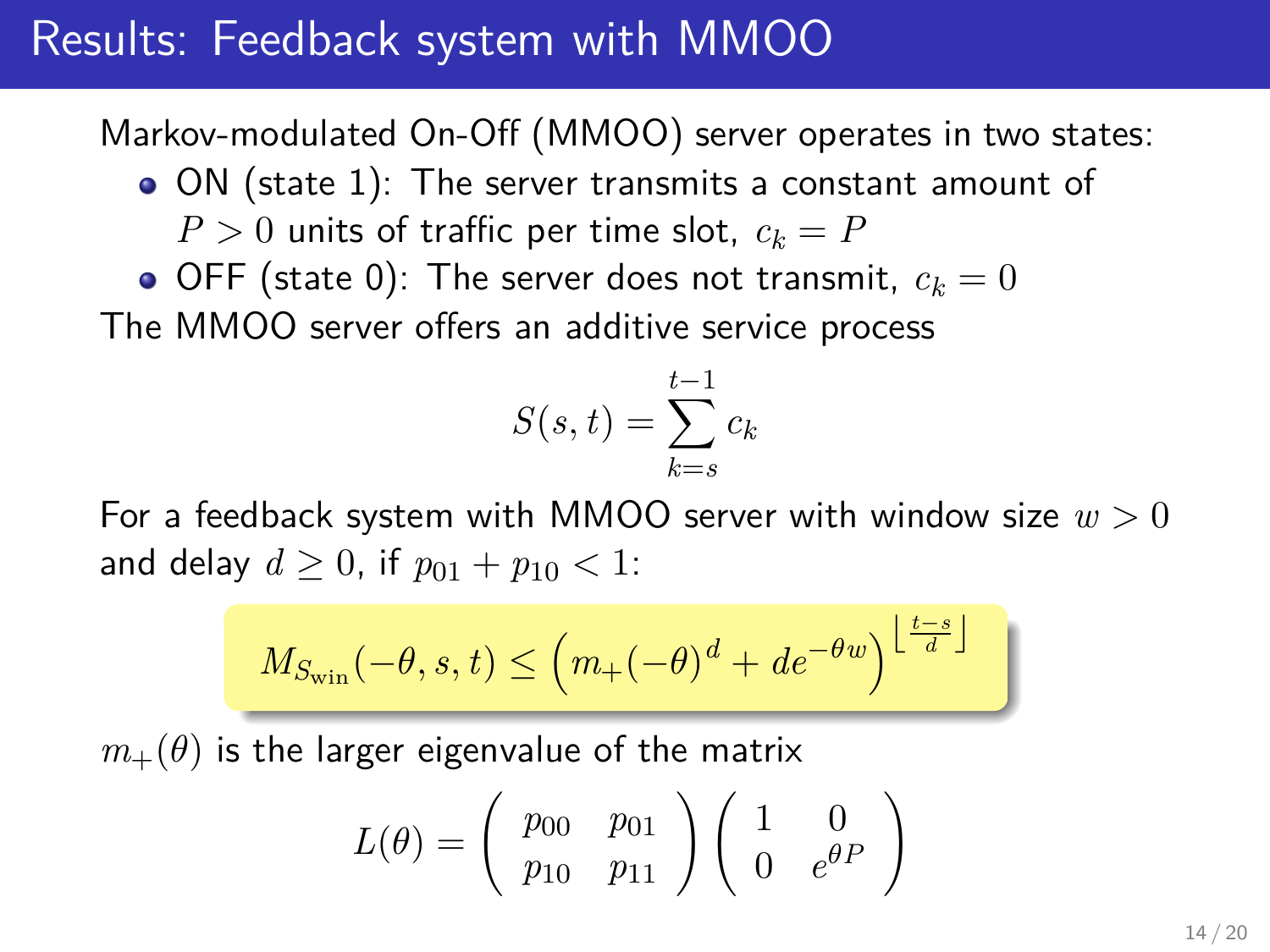# Results: Feedback system with MMOO

Markov-modulated On-Off (MMOO) server operates in two states:

- ON (state 1): The server transmits a constant amount of $P > 0$ units of traffic per time slot, $c_k = P$
- OFF (state 0): The server does not transmit, $c_k = 0$

The MMOO server offers an additive service process

$$S(s,t) = \sum_{k=s}^{t-1} c_k$$

For a feedback system with MMOO server with window size $w > 0$ and delay $d \geq 0$, if $p_{01} + p_{10} < 1$:

$$M_{S_{\text{win}}}(-\theta, s, t) \leq \left( m_+(-\theta)^d + d e^{-\theta w} \right)^{\left\lfloor \frac{t-s}{d} \right\rfloor}$$

$m_+(\theta)$ is the larger eigenvalue of the matrix

$$L(\theta) = \begin{pmatrix} p_{00} & p_{01} \\ p_{10} & p_{11} \end{pmatrix} \begin{pmatrix} 1 & 0 \\ 0 & e^{\theta P} \end{pmatrix}$$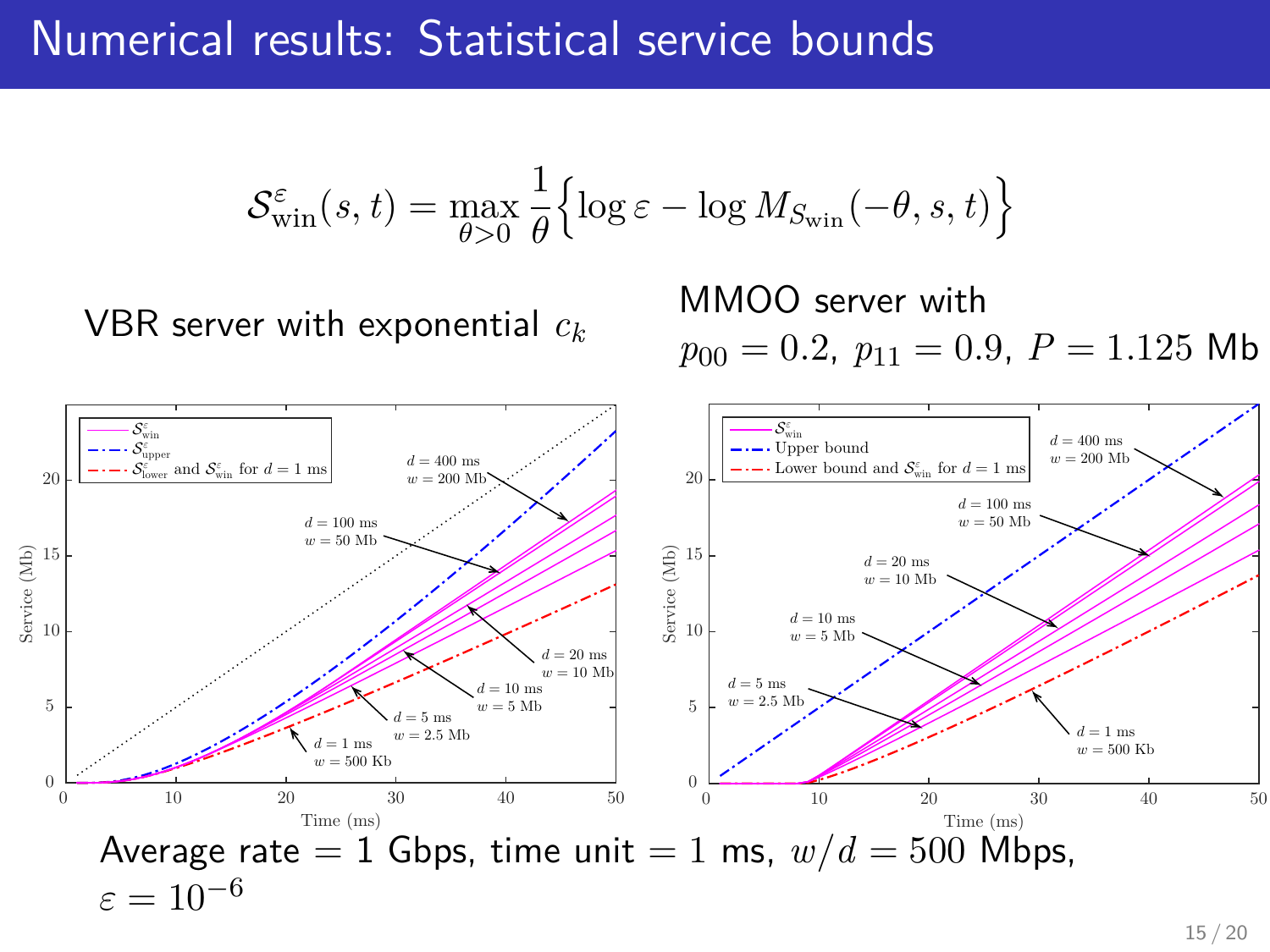# Numerical results: Statistical service bounds

$$\mathcal{S}^{\varepsilon}_{\text{win}}(s,t) = \max_{\theta>0} \frac{1}{\theta}\Big\{\log \varepsilon - \log M_{S_{\text{win}}}(-\theta, s, t)\Big\}$$

VBR server with exponential $c_k$

MMOO server with $p_{00} = 0.2,\ p_{11} = 0.9,\ P = 1.125$ Mb

Average rate $= 1$ Gbps, time unit $= 1$ ms, $w/d = 500$ Mbps, $\varepsilon = 10^{-6}$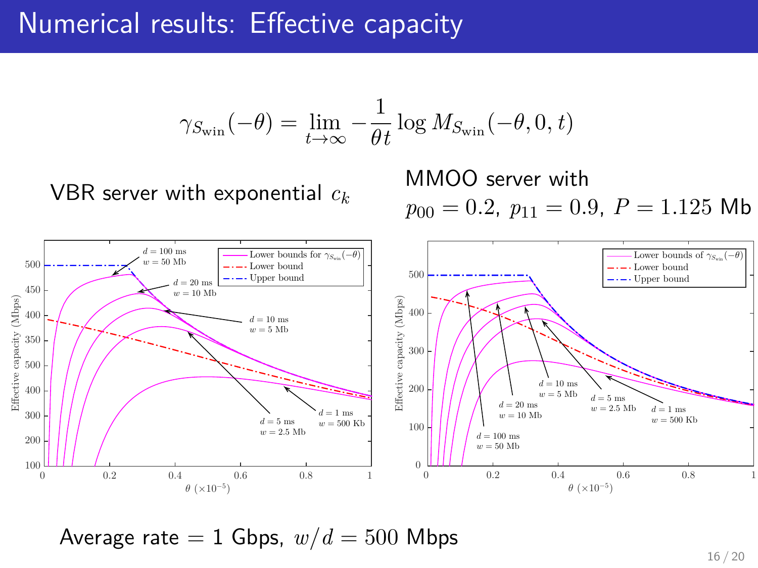# Numerical results: Effective capacity

$$\gamma_{S_{\text{win}}}(-\theta) = \lim_{t\to\infty} -\frac{1}{\theta t} \log M_{S_{\text{win}}}(-\theta, 0, t)$$

VBR server with exponential $c_k$

MMOO server with $p_{00} = 0.2$, $p_{11} = 0.9$, $P = 1.125$ Mb

Average rate = 1 Gbps, $w/d = 500$ Mbps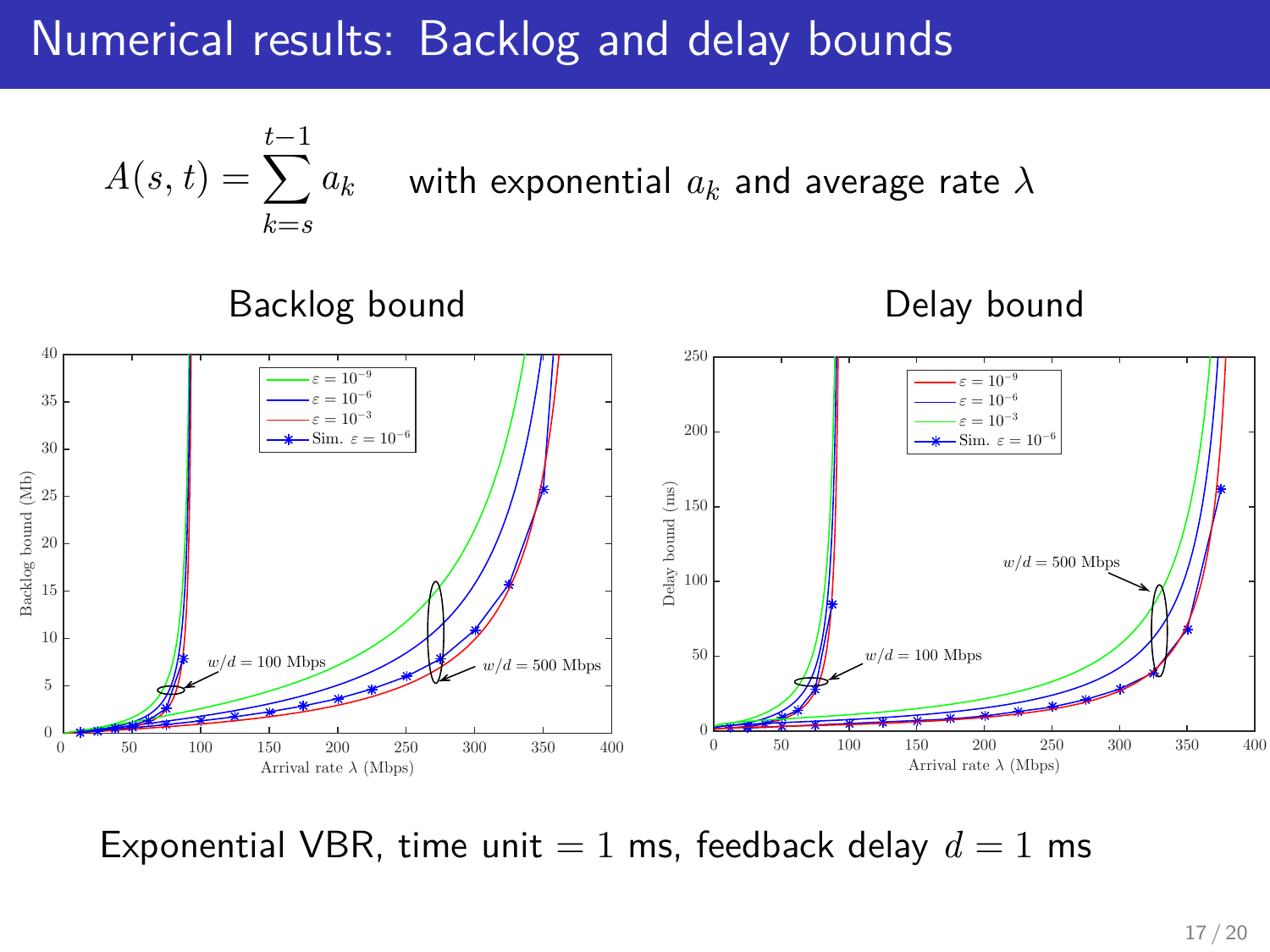# Numerical results: Backlog and delay bounds

$$A(s,t) = \sum_{k=s}^{t-1} a_k \quad \text{with exponential } a_k \text{ and average rate } \lambda$$

Backlog bound

Delay bound

Exponential VBR, time unit $= 1$ ms, feedback delay $d = 1$ ms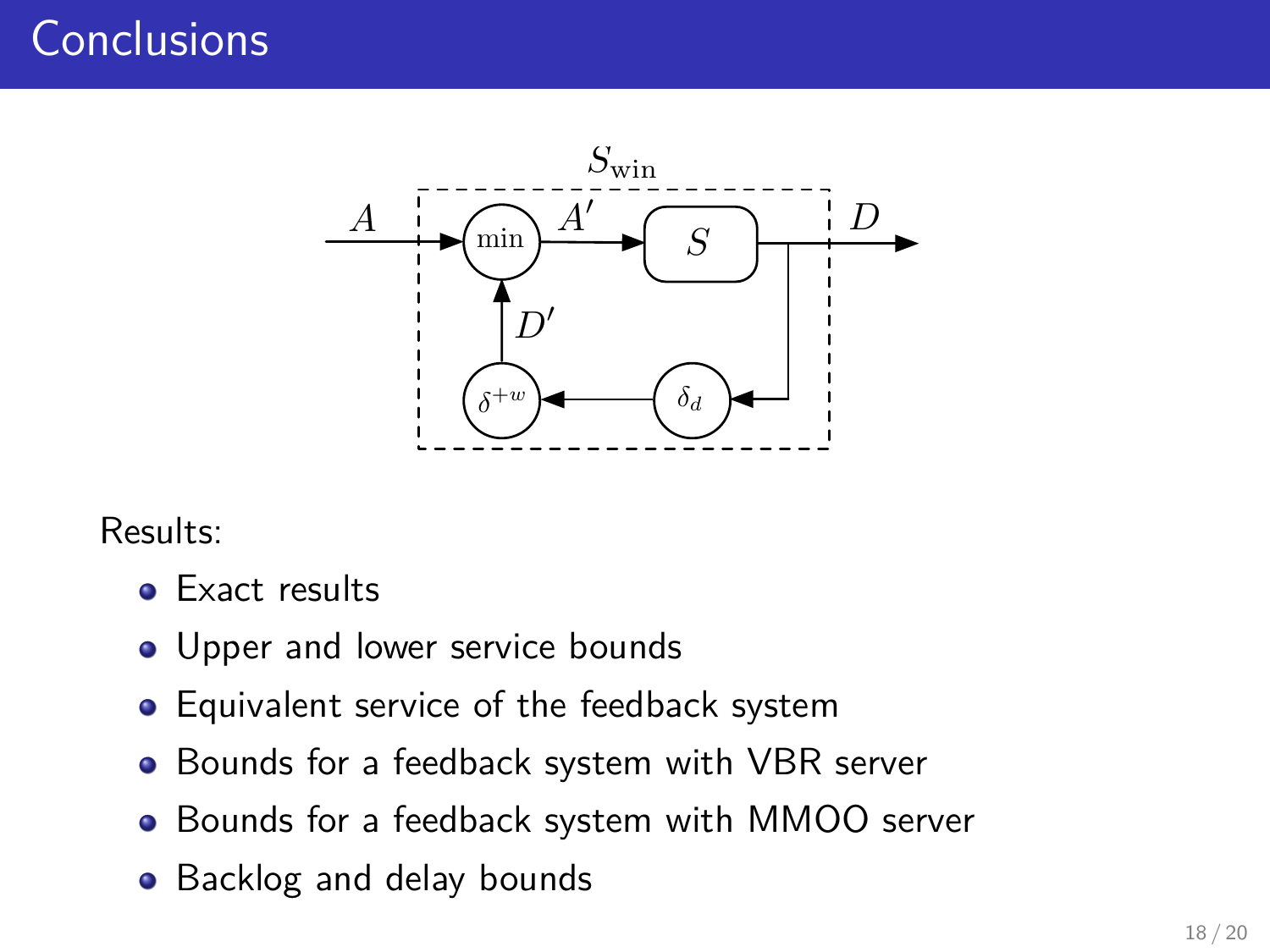# Conclusions

Results:

- Exact results
- Upper and lower service bounds
- Equivalent service of the feedback system
- Bounds for a feedback system with VBR server
- Bounds for a feedback system with MMOO server
- Backlog and delay bounds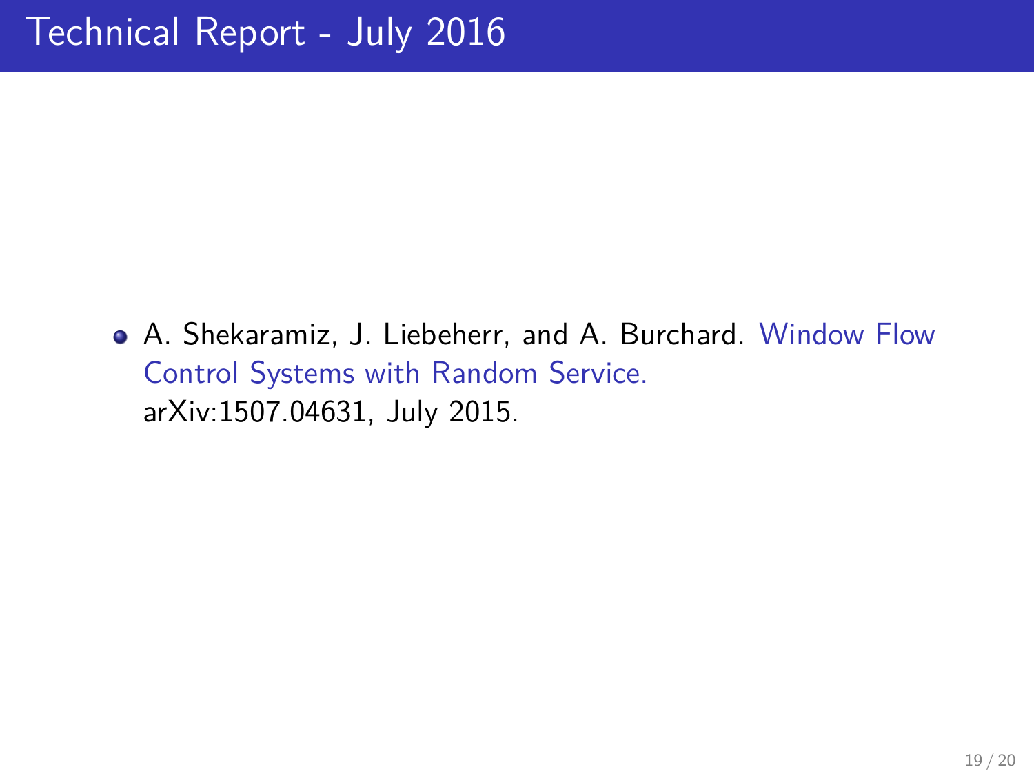# Technical Report - July 2016

- A. Shekaramiz, J. Liebeherr, and A. Burchard. Window Flow Control Systems with Random Service. arXiv:1507.04631, July 2015.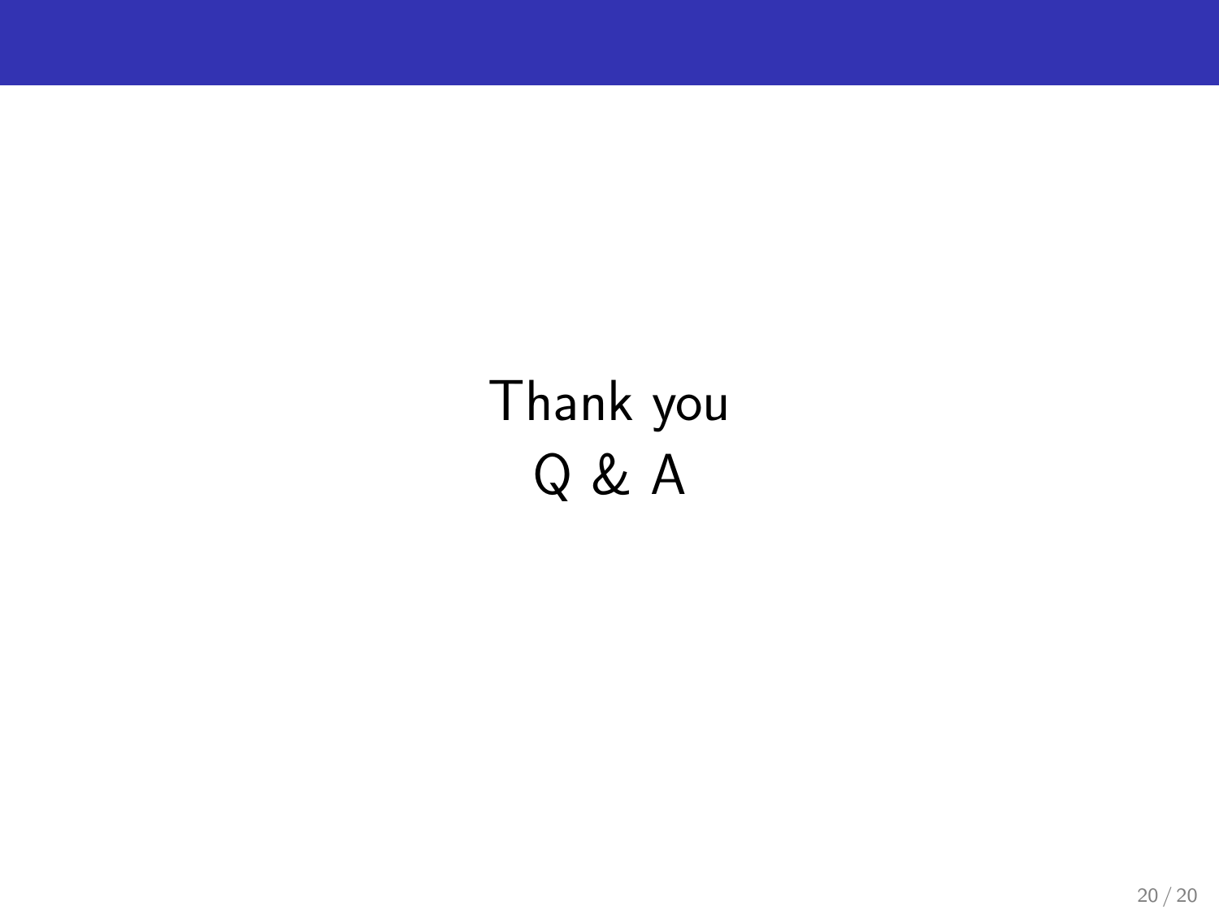Thank you

Q & A